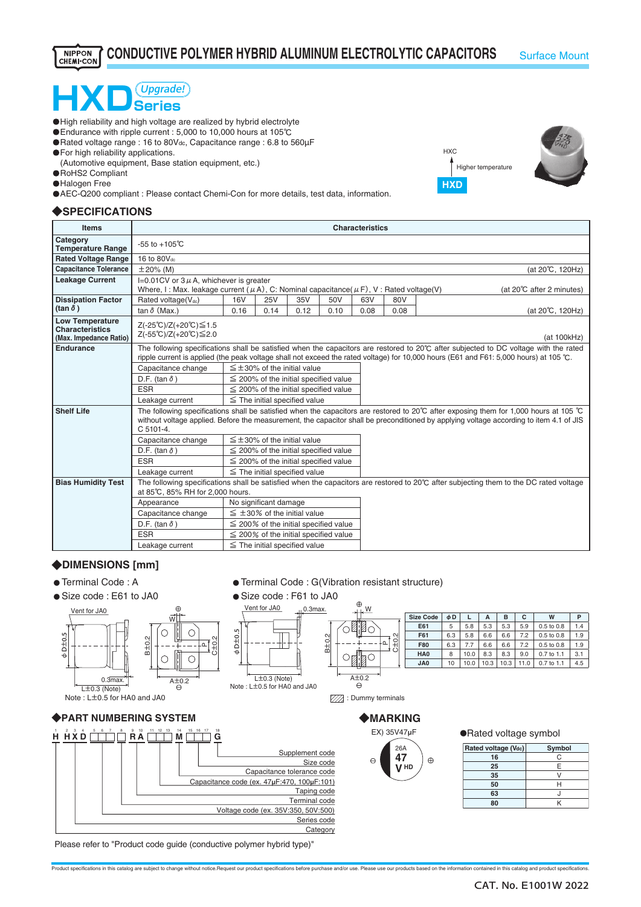# CONDUCTIVE POLYMER HYBRID ALUMINUM ELECTROLYTIC CAPACITORS

Surface Mount

# HXD Series (Upgrade!)

- High reliability and high voltage are realized by hybrid electrolyte
- Endurance with ripple current : 5,000 to 10,000 hours at 105℃
- Rated voltage range : 16 to 80Vdc, Capacitance range : 6.8 to 560µF
- For high reliability applications.
  (Automotive equipment, Base station equipment, etc.)
- RoHS2 Compliant
- Halogen Free
- AEC-Q200 compliant : Please contact Chemi-Con for more details, test data, information.

HXC ↑ Higher temperature HXD

## ◆SPECIFICATIONS

| Items | Characteristics | | | | | | | |
|---|---|---|---|---|---|---|---|---|
| Category Temperature Range | -55 to +105℃ | | | | | | | |
| Rated Voltage Range | 16 to 80Vdc | | | | | | | |
| Capacitance Tolerance | ±20% (M) (at 20℃, 120Hz) | | | | | | | |
| Leakage Current | I=0.01CV or 3µA, whichever is greater. Where, I : Max. leakage current (µA), C: Nominal capacitance(µF), V : Rated voltage(V) (at 20℃ after 2 minutes) | | | | | | | |
| Dissipation Factor (tan δ) | Rated voltage(Vdc) | 16V | 25V | 35V | 50V | 63V | 80V | |
| | tan δ (Max.) | 0.16 | 0.14 | 0.12 | 0.10 | 0.08 | 0.08 | (at 20℃, 120Hz) |
| Low Temperature Characteristics (Max. Impedance Ratio) | Z(-25℃)/Z(+20℃)≦1.5<br>Z(-55℃)/Z(+20℃)≦2.0 (at 100kHz) | | | | | | | |
| Endurance | The following specifications shall be satisfied when the capacitors are restored to 20℃ after subjected to DC voltage with the rated ripple current is applied (the peak voltage shall not exceed the rated voltage) for 10,000 hours (E61 and F61: 5,000 hours) at 105 ℃. | | | | | | | |
| | Capacitance change | ≦±30% of the initial value | | | | | | |
| | D.F. (tan δ) | ≦200% of the initial specified value | | | | | | |
| | ESR | ≦200% of the initial specified value | | | | | | |
| | Leakage current | ≦The initial specified value | | | | | | |
| Shelf Life | The following specifications shall be satisfied when the capacitors are restored to 20℃ after exposing them for 1,000 hours at 105 ℃ without voltage applied. Before the measurement, the capacitor shall be preconditioned by applying voltage according to item 4.1 of JIS C 5101-4. | | | | | | | |
| | Capacitance change | ≦±30% of the initial value | | | | | | |
| | D.F. (tan δ) | ≦200% of the initial specified value | | | | | | |
| | ESR | ≦200% of the initial specified value | | | | | | |
| | Leakage current | ≦The initial specified value | | | | | | |
| Bias Humidity Test | The following specifications shall be satisfied when the capacitors are restored to 20℃ after subjecting them to the DC rated voltage at 85℃, 85% RH for 2,000 hours. | | | | | | | |
| | Appearance | No significant damage | | | | | | |
| | Capacitance change | ≦±30% of the initial value | | | | | | |
| | D.F. (tan δ) | ≦200% of the initial specified value | | | | | | |
| | ESR | ≦200% of the initial specified value | | | | | | |
| | Leakage current | ≦The initial specified value | | | | | | |

## ◆DIMENSIONS [mm]

- Terminal Code : A
- Size code : E61 to JA0

Vent for JA0; φD±0.5; 0.3max.; L±0.3 (Note); B±0.2; C±0.2; W; P; A±0.2

Note : L±0.5 for HA0 and JA0

- Terminal Code : G(Vibration resistant structure)
- Size code : F61 to JA0

Vent for JA0; 0.3max.; φD±0.5; L±0.3 (Note); B±0.2; C±0.2; W; P; A±0.2

Note : L±0.5 for HA0 and JA0

▨ : Dummy terminals

| Size Code | φD | L | A | B | C | W | P |
|---|---|---|---|---|---|---|---|
| E61 | 5 | 5.8 | 5.3 | 5.3 | 5.9 | 0.5 to 0.8 | 1.4 |
| F61 | 6.3 | 5.8 | 6.6 | 6.6 | 7.2 | 0.5 to 0.8 | 1.9 |
| F80 | 6.3 | 7.7 | 6.6 | 6.6 | 7.2 | 0.5 to 0.8 | 1.9 |
| HA0 | 8 | 10.0 | 8.3 | 8.3 | 9.0 | 0.7 to 1.1 | 3.1 |
| JA0 | 10 | 10.0 | 10.3 | 10.3 | 11.0 | 0.7 to 1.1 | 4.5 |

## ◆PART NUMBERING SYSTEM

H HXD □□□ □ RA □□□ M □□□ G

- Supplement code
- Size code
- Capacitance tolerance code
- Capacitance code (ex. 47µF:470, 100µF:101)
- Taping code
- Terminal code
- Voltage code (ex. 35V:350, 50V:500)
- Series code
- Category

Please refer to "Product code guide (conductive polymer hybrid type)"

## ◆MARKING

EX) 35V47µF

26A / 47 / V HD

●Rated voltage symbol

| Rated voltage (Vdc) | Symbol |
|---|---|
| 16 | C |
| 25 | E |
| 35 | V |
| 50 | H |
| 63 | J |
| 80 | K |

Product specifications in this catalog are subject to change without notice.Request our product specifications before purchase and/or use. Please use our products based on the information contained in this catalog and product specifications.

CAT. No. E1001W 2022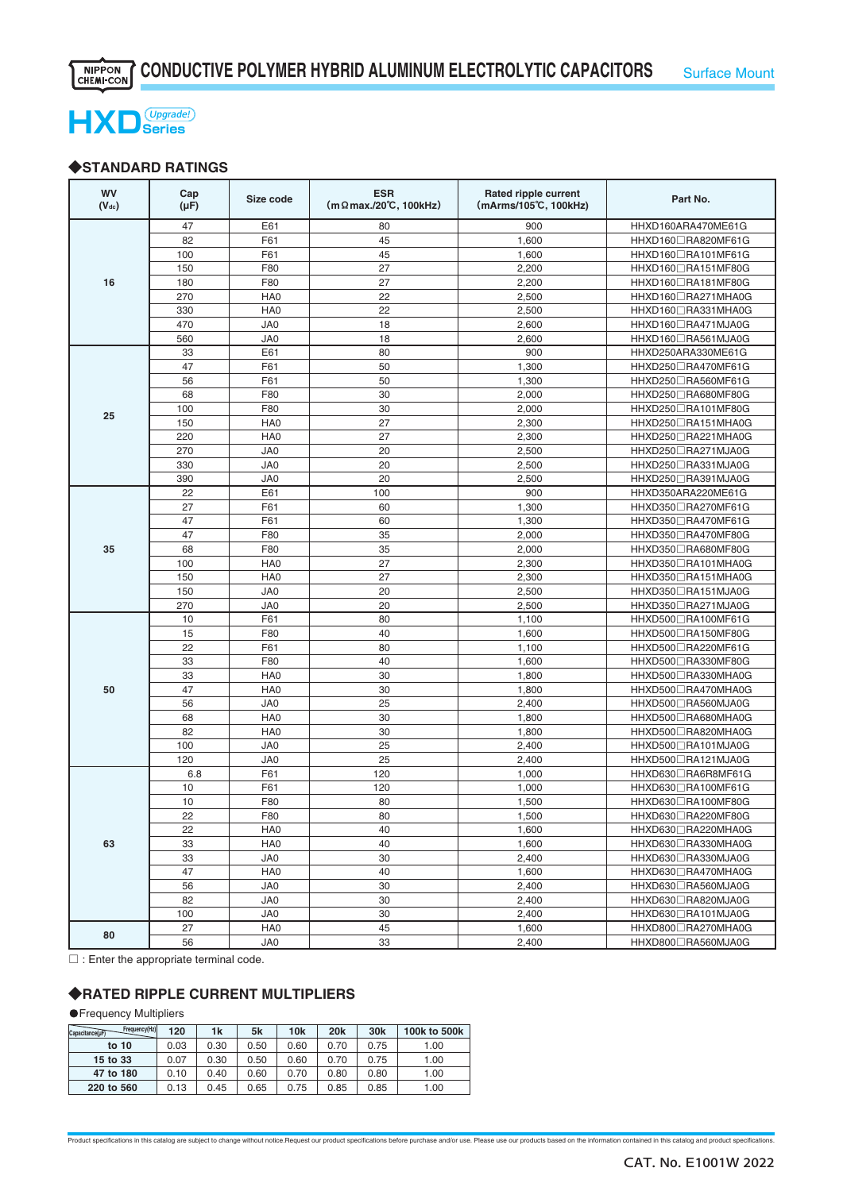# CONDUCTIVE POLYMER HYBRID ALUMINUM ELECTROLYTIC CAPACITORS

Surface Mount

## HXD Series (Upgrade!)

### ◆STANDARD RATINGS

| WV ($V_{dc}$) | Cap (μF) | Size code | ESR (mΩmax./20℃, 100kHz) | Rated ripple current (mArms/105℃, 100kHz) | Part No. |
|---|---|---|---|---|---|
| 16 | 47 | E61 | 80 | 900 | HHXD160ARA470ME61G |
| | 82 | F61 | 45 | 1,600 | HHXD160□RA820MF61G |
| | 100 | F61 | 45 | 1,600 | HHXD160□RA101MF61G |
| | 150 | F80 | 27 | 2,200 | HHXD160□RA151MF80G |
| | 180 | F80 | 27 | 2,200 | HHXD160□RA181MF80G |
| | 270 | HA0 | 22 | 2,500 | HHXD160□RA271MHA0G |
| | 330 | HA0 | 22 | 2,500 | HHXD160□RA331MHA0G |
| | 470 | JA0 | 18 | 2,600 | HHXD160□RA471MJA0G |
| | 560 | JA0 | 18 | 2,600 | HHXD160□RA561MJA0G |
| 25 | 33 | E61 | 80 | 900 | HHXD250ARA330ME61G |
| | 47 | F61 | 50 | 1,300 | HHXD250□RA470MF61G |
| | 56 | F61 | 50 | 1,300 | HHXD250□RA560MF61G |
| | 68 | F80 | 30 | 2,000 | HHXD250□RA680MF80G |
| | 100 | F80 | 30 | 2,000 | HHXD250□RA101MF80G |
| | 150 | HA0 | 27 | 2,300 | HHXD250□RA151MHA0G |
| | 220 | HA0 | 27 | 2,300 | HHXD250□RA221MHA0G |
| | 270 | JA0 | 20 | 2,500 | HHXD250□RA271MJA0G |
| | 330 | JA0 | 20 | 2,500 | HHXD250□RA331MJA0G |
| | 390 | JA0 | 20 | 2,500 | HHXD250□RA391MJA0G |
| 35 | 22 | E61 | 100 | 900 | HHXD350ARA220ME61G |
| | 27 | F61 | 60 | 1,300 | HHXD350□RA270MF61G |
| | 47 | F61 | 60 | 1,300 | HHXD350□RA470MF61G |
| | 47 | F80 | 35 | 2,000 | HHXD350□RA470MF80G |
| | 68 | F80 | 35 | 2,000 | HHXD350□RA680MF80G |
| | 100 | HA0 | 27 | 2,300 | HHXD350□RA101MHA0G |
| | 150 | HA0 | 27 | 2,300 | HHXD350□RA151MHA0G |
| | 150 | JA0 | 20 | 2,500 | HHXD350□RA151MJA0G |
| | 270 | JA0 | 20 | 2,500 | HHXD350□RA271MJA0G |
| 50 | 10 | F61 | 80 | 1,100 | HHXD500□RA100MF61G |
| | 15 | F80 | 40 | 1,600 | HHXD500□RA150MF80G |
| | 22 | F61 | 80 | 1,100 | HHXD500□RA220MF61G |
| | 33 | F80 | 40 | 1,600 | HHXD500□RA330MF80G |
| | 33 | HA0 | 30 | 1,800 | HHXD500□RA330MHA0G |
| | 47 | HA0 | 30 | 1,800 | HHXD500□RA470MHA0G |
| | 56 | JA0 | 25 | 2,400 | HHXD500□RA560MJA0G |
| | 68 | HA0 | 30 | 1,800 | HHXD500□RA680MHA0G |
| | 82 | HA0 | 30 | 1,800 | HHXD500□RA820MHA0G |
| | 100 | JA0 | 25 | 2,400 | HHXD500□RA101MJA0G |
| | 120 | JA0 | 25 | 2,400 | HHXD500□RA121MJA0G |
| 63 | 6.8 | F61 | 120 | 1,000 | HHXD630□RA6R8MF61G |
| | 10 | F61 | 120 | 1,000 | HHXD630□RA100MF61G |
| | 10 | F80 | 80 | 1,500 | HHXD630□RA100MF80G |
| | 22 | F80 | 80 | 1,500 | HHXD630□RA220MF80G |
| | 22 | HA0 | 40 | 1,600 | HHXD630□RA220MHA0G |
| | 33 | HA0 | 40 | 1,600 | HHXD630□RA330MHA0G |
| | 33 | JA0 | 30 | 2,400 | HHXD630□RA330MJA0G |
| | 47 | HA0 | 40 | 1,600 | HHXD630□RA470MHA0G |
| | 56 | JA0 | 30 | 2,400 | HHXD630□RA560MJA0G |
| | 82 | JA0 | 30 | 2,400 | HHXD630□RA820MJA0G |
| | 100 | JA0 | 30 | 2,400 | HHXD630□RA101MJA0G |
| 80 | 27 | HA0 | 45 | 1,600 | HHXD800□RA270MHA0G |
| | 56 | JA0 | 33 | 2,400 | HHXD800□RA560MJA0G |

□ : Enter the appropriate terminal code.

### ◆RATED RIPPLE CURRENT MULTIPLIERS

●Frequency Multipliers

| Capacitance(μF) \ Frequency(Hz) | 120 | 1k | 5k | 10k | 20k | 30k | 100k to 500k |
|---|---|---|---|---|---|---|---|
| to 10 | 0.03 | 0.30 | 0.50 | 0.60 | 0.70 | 0.75 | 1.00 |
| 15 to 33 | 0.07 | 0.30 | 0.50 | 0.60 | 0.70 | 0.75 | 1.00 |
| 47 to 180 | 0.10 | 0.40 | 0.60 | 0.70 | 0.80 | 0.80 | 1.00 |
| 220 to 560 | 0.13 | 0.45 | 0.65 | 0.75 | 0.85 | 0.85 | 1.00 |

Product specifications in this catalog are subject to change without notice.Request our product specifications before purchase and/or use. Please use our products based on the information contained in this catalog and product specifications.

CAT. No. E1001W 2022